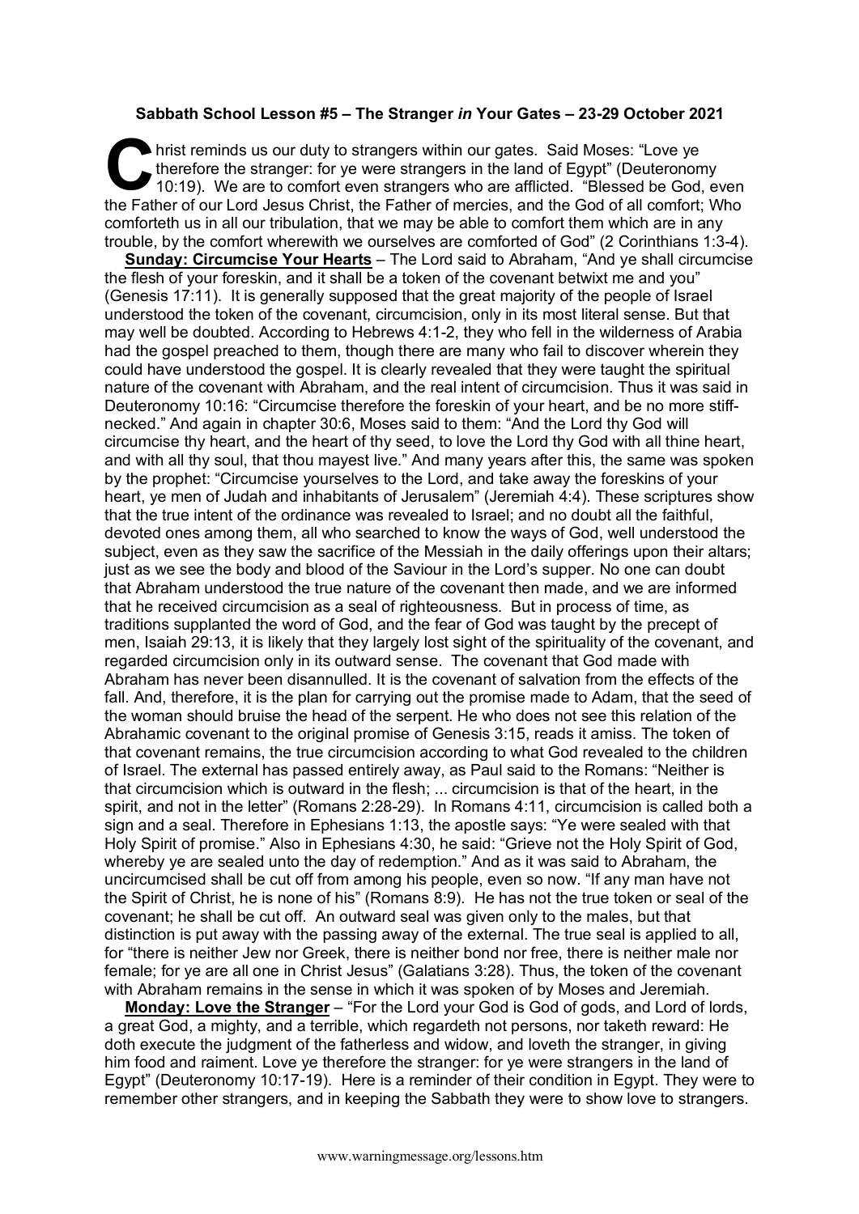**Sabbath School Lesson #5 – The Stranger *in* Your Gates – 23-29 October 2021**

Christ reminds us our duty to strangers within our gates. Said Moses: "Love ye therefore the stranger: for ye were strangers in the land of Egypt" (Deuteronomy 10:19). We are to comfort even strangers who are afflicted. "Blessed be God, even the Father of our Lord Jesus Christ, the Father of mercies, and the God of all comfort; Who comforteth us in all our tribulation, that we may be able to comfort them which are in any trouble, by the comfort wherewith we ourselves are comforted of God" (2 Corinthians 1:3-4).

**Sunday: Circumcise Your Hearts** – The Lord said to Abraham, "And ye shall circumcise the flesh of your foreskin, and it shall be a token of the covenant betwixt me and you" (Genesis 17:11). It is generally supposed that the great majority of the people of Israel understood the token of the covenant, circumcision, only in its most literal sense. But that may well be doubted. According to Hebrews 4:1-2, they who fell in the wilderness of Arabia had the gospel preached to them, though there are many who fail to discover wherein they could have understood the gospel. It is clearly revealed that they were taught the spiritual nature of the covenant with Abraham, and the real intent of circumcision. Thus it was said in Deuteronomy 10:16: "Circumcise therefore the foreskin of your heart, and be no more stiff-necked." And again in chapter 30:6, Moses said to them: "And the Lord thy God will circumcise thy heart, and the heart of thy seed, to love the Lord thy God with all thine heart, and with all thy soul, that thou mayest live." And many years after this, the same was spoken by the prophet: "Circumcise yourselves to the Lord, and take away the foreskins of your heart, ye men of Judah and inhabitants of Jerusalem" (Jeremiah 4:4). These scriptures show that the true intent of the ordinance was revealed to Israel; and no doubt all the faithful, devoted ones among them, all who searched to know the ways of God, well understood the subject, even as they saw the sacrifice of the Messiah in the daily offerings upon their altars; just as we see the body and blood of the Saviour in the Lord's supper. No one can doubt that Abraham understood the true nature of the covenant then made, and we are informed that he received circumcision as a seal of righteousness. But in process of time, as traditions supplanted the word of God, and the fear of God was taught by the precept of men, Isaiah 29:13, it is likely that they largely lost sight of the spirituality of the covenant, and regarded circumcision only in its outward sense. The covenant that God made with Abraham has never been disannulled. It is the covenant of salvation from the effects of the fall. And, therefore, it is the plan for carrying out the promise made to Adam, that the seed of the woman should bruise the head of the serpent. He who does not see this relation of the Abrahamic covenant to the original promise of Genesis 3:15, reads it amiss. The token of that covenant remains, the true circumcision according to what God revealed to the children of Israel. The external has passed entirely away, as Paul said to the Romans: "Neither is that circumcision which is outward in the flesh; ... circumcision is that of the heart, in the spirit, and not in the letter" (Romans 2:28-29). In Romans 4:11, circumcision is called both a sign and a seal. Therefore in Ephesians 1:13, the apostle says: "Ye were sealed with that Holy Spirit of promise." Also in Ephesians 4:30, he said: "Grieve not the Holy Spirit of God, whereby ye are sealed unto the day of redemption." And as it was said to Abraham, the uncircumcised shall be cut off from among his people, even so now. "If any man have not the Spirit of Christ, he is none of his" (Romans 8:9). He has not the true token or seal of the covenant; he shall be cut off. An outward seal was given only to the males, but that distinction is put away with the passing away of the external. The true seal is applied to all, for "there is neither Jew nor Greek, there is neither bond nor free, there is neither male nor female; for ye are all one in Christ Jesus" (Galatians 3:28). Thus, the token of the covenant with Abraham remains in the sense in which it was spoken of by Moses and Jeremiah.

**Monday: Love the Stranger** – "For the Lord your God is God of gods, and Lord of lords, a great God, a mighty, and a terrible, which regardeth not persons, nor taketh reward: He doth execute the judgment of the fatherless and widow, and loveth the stranger, in giving him food and raiment. Love ye therefore the stranger: for ye were strangers in the land of Egypt" (Deuteronomy 10:17-19). Here is a reminder of their condition in Egypt. They were to remember other strangers, and in keeping the Sabbath they were to show love to strangers.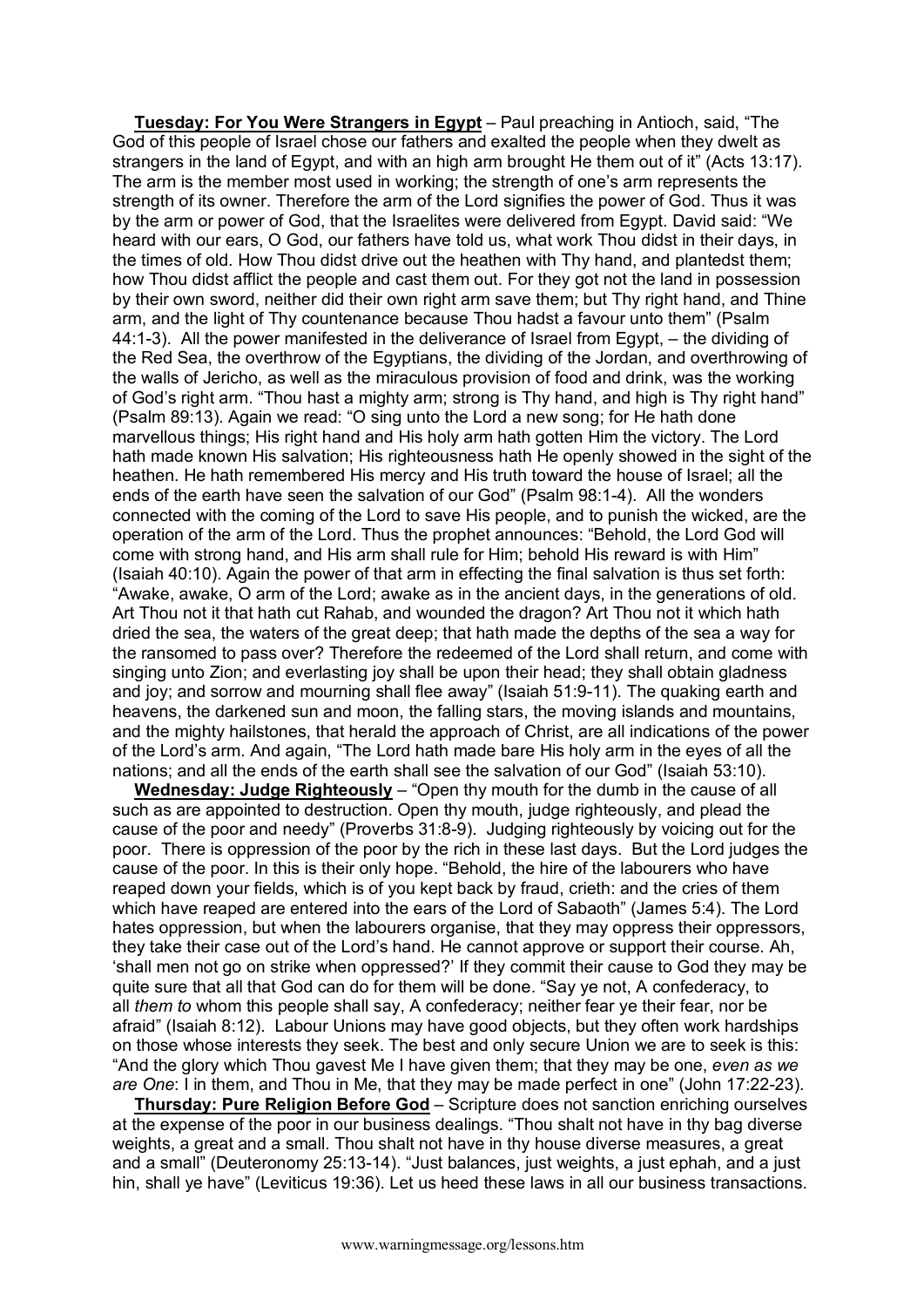**Tuesday: For You Were Strangers in Egypt** – Paul preaching in Antioch, said, "The God of this people of Israel chose our fathers and exalted the people when they dwelt as strangers in the land of Egypt, and with an high arm brought He them out of it" (Acts 13:17). The arm is the member most used in working; the strength of one's arm represents the strength of its owner. Therefore the arm of the Lord signifies the power of God. Thus it was by the arm or power of God, that the Israelites were delivered from Egypt. David said: "We heard with our ears, O God, our fathers have told us, what work Thou didst in their days, in the times of old. How Thou didst drive out the heathen with Thy hand, and plantedst them; how Thou didst afflict the people and cast them out. For they got not the land in possession by their own sword, neither did their own right arm save them; but Thy right hand, and Thine arm, and the light of Thy countenance because Thou hadst a favour unto them" (Psalm 44:1-3). All the power manifested in the deliverance of Israel from Egypt, – the dividing of the Red Sea, the overthrow of the Egyptians, the dividing of the Jordan, and overthrowing of the walls of Jericho, as well as the miraculous provision of food and drink, was the working of God's right arm. "Thou hast a mighty arm; strong is Thy hand, and high is Thy right hand" (Psalm 89:13). Again we read: "O sing unto the Lord a new song; for He hath done marvellous things; His right hand and His holy arm hath gotten Him the victory. The Lord hath made known His salvation; His righteousness hath He openly showed in the sight of the heathen. He hath remembered His mercy and His truth toward the house of Israel; all the ends of the earth have seen the salvation of our God" (Psalm 98:1-4). All the wonders connected with the coming of the Lord to save His people, and to punish the wicked, are the operation of the arm of the Lord. Thus the prophet announces: "Behold, the Lord God will come with strong hand, and His arm shall rule for Him; behold His reward is with Him" (Isaiah 40:10). Again the power of that arm in effecting the final salvation is thus set forth: "Awake, awake, O arm of the Lord; awake as in the ancient days, in the generations of old. Art Thou not it that hath cut Rahab, and wounded the dragon? Art Thou not it which hath dried the sea, the waters of the great deep; that hath made the depths of the sea a way for the ransomed to pass over? Therefore the redeemed of the Lord shall return, and come with singing unto Zion; and everlasting joy shall be upon their head; they shall obtain gladness and joy; and sorrow and mourning shall flee away" (Isaiah 51:9-11). The quaking earth and heavens, the darkened sun and moon, the falling stars, the moving islands and mountains, and the mighty hailstones, that herald the approach of Christ, are all indications of the power of the Lord's arm. And again, "The Lord hath made bare His holy arm in the eyes of all the nations; and all the ends of the earth shall see the salvation of our God" (Isaiah 53:10).

**Wednesday: Judge Righteously** – "Open thy mouth for the dumb in the cause of all such as are appointed to destruction. Open thy mouth, judge righteously, and plead the cause of the poor and needy" (Proverbs 31:8-9). Judging righteously by voicing out for the poor. There is oppression of the poor by the rich in these last days. But the Lord judges the cause of the poor. In this is their only hope. "Behold, the hire of the labourers who have reaped down your fields, which is of you kept back by fraud, crieth: and the cries of them which have reaped are entered into the ears of the Lord of Sabaoth" (James 5:4). The Lord hates oppression, but when the labourers organise, that they may oppress their oppressors, they take their case out of the Lord's hand. He cannot approve or support their course. Ah, 'shall men not go on strike when oppressed?' If they commit their cause to God they may be quite sure that all that God can do for them will be done. "Say ye not, A confederacy, to all *them to* whom this people shall say, A confederacy; neither fear ye their fear, nor be afraid" (Isaiah 8:12). Labour Unions may have good objects, but they often work hardships on those whose interests they seek. The best and only secure Union we are to seek is this: "And the glory which Thou gavest Me I have given them; that they may be one, *even as we are One*: I in them, and Thou in Me, that they may be made perfect in one" (John 17:22-23).

**Thursday: Pure Religion Before God** – Scripture does not sanction enriching ourselves at the expense of the poor in our business dealings. "Thou shalt not have in thy bag diverse weights, a great and a small. Thou shalt not have in thy house diverse measures, a great and a small" (Deuteronomy 25:13-14). "Just balances, just weights, a just ephah, and a just hin, shall ye have" (Leviticus 19:36). Let us heed these laws in all our business transactions.